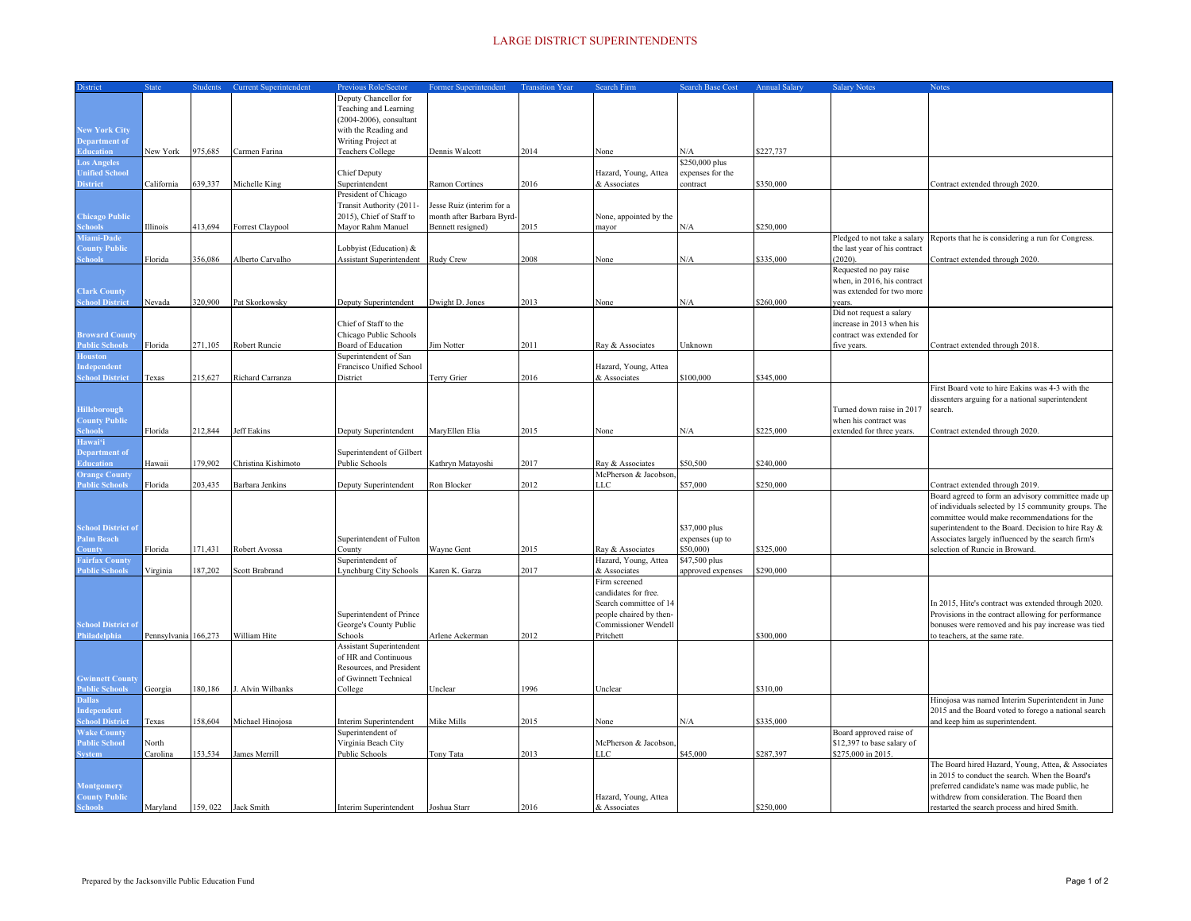# LARGE DISTRICT SUPERINTENDENTS

| District | State | Students | Current Superintendent | Previous Role/Sector | Former Superintendent | Transition Year | Search Firm | Search Base Cost | Annual Salary | Salary Notes | Notes |
|---|---|---|---|---|---|---|---|---|---|---|---|
| New York City Department of Education | New York | 975,685 | Carmen Farina | Deputy Chancellor for Teaching and Learning (2004-2006), consultant with the Reading and Writing Project at Teachers College | Dennis Walcott | 2014 | None | N/A | $227,737 | | |
| Los Angeles Unified School District | California | 639,337 | Michelle King | Chief Deputy Superintendent | Ramon Cortines | 2016 | Hazard, Young, Attea & Associates | $250,000 plus expenses for the contract | $350,000 | | Contract extended through 2020. |
| Chicago Public Schools | Illinois | 413,694 | Forrest Claypool | President of Chicago Transit Authority (2011-2015), Chief of Staff to Mayor Rahm Manuel | Jesse Ruiz (interim for a month after Barbara Byrd-Bennett resigned) | 2015 | None, appointed by the mayor | N/A | $250,000 | | |
| Miami-Dade County Public Schools | Florida | 356,086 | Alberto Carvalho | Lobbyist (Education) & Assistant Superintendent | Rudy Crew | 2008 | None | N/A | $335,000 | Pledged to not take a salary the last year of his contract (2020). | Reports that he is considering a run for Congress. Contract extended through 2020. |
| Clark County School District | Nevada | 320,900 | Pat Skorkowsky | Deputy Superintendent | Dwight D. Jones | 2013 | None | N/A | $260,000 | Requested no pay raise when, in 2016, his contract was extended for two more years. | |
| Broward County Public Schools | Florida | 271,105 | Robert Runcie | Chief of Staff to the Chicago Public Schools Board of Education | Jim Notter | 2011 | Ray & Associates | Unknown | | Did not request a salary increase in 2013 when his contract was extended for five years. | Contract extended through 2018. |
| Houston Independent School District | Texas | 215,627 | Richard Carranza | Superintendent of San Francisco Unified School District | Terry Grier | 2016 | Hazard, Young, Attea & Associates | $100,000 | $345,000 | | |
| Hillsborough County Public Schools | Florida | 212,844 | Jeff Eakins | Deputy Superintendent | MaryEllen Elia | 2015 | None | N/A | $225,000 | Turned down raise in 2017 when his contract was extended for three years. | First Board vote to hire Eakins was 4-3 with the dissenters arguing for a national superintendent search. Contract extended through 2020. |
| Hawai'i Department of Education | Hawaii | 179,902 | Christina Kishimoto | Superintendent of Gilbert Public Schools | Kathryn Matayoshi | 2017 | Ray & Associates | $50,500 | $240,000 | | |
| Orange County Public Schools | Florida | 203,435 | Barbara Jenkins | Deputy Superintendent | Ron Blocker | 2012 | McPherson & Jacobson, LLC | $57,000 | $250,000 | | Contract extended through 2019. |
| School District of Palm Beach County | Florida | 171,431 | Robert Avossa | Superintendent of Fulton County | Wayne Gent | 2015 | Ray & Associates | $37,000 plus expenses (up to $50,000) | $325,000 | | Board agreed to form an advisory committee made up of individuals selected by 15 community groups. The committee would make recommendations for the superintendent to the Board. Decision to hire Ray & Associates largely influenced by the search firm's selection of Runcie in Broward. |
| Fairfax County Public Schools | Virginia | 187,202 | Scott Brabrand | Superintendent of Lynchburg City Schools | Karen K. Garza | 2017 | Hazard, Young, Attea & Associates | $47,500 plus approved expenses | $290,000 | | |
| School District of Philadelphia | Pennsylvania | 166,273 | William Hite | Superintendent of Prince George's County Public Schools | Arlene Ackerman | 2012 | Firm screened candidates for free. Search committee of 14 people chaired by then-Commissioner Wendell Pritchett | | $300,000 | | In 2015, Hite's contract was extended through 2020. Provisions in the contract allowing for performance bonuses were removed and his pay increase was tied to teachers, at the same rate. |
| Gwinnett County Public Schools | Georgia | 180,186 | J. Alvin Wilbanks | Assistant Superintendent of HR and Continuous Resources, and President of Gwinnett Technical College | Unclear | 1996 | Unclear | | $310,00 | | |
| Dallas Independent School District | Texas | 158,604 | Michael Hinojosa | Interim Superintendent | Mike Mills | 2015 | None | N/A | $335,000 | | Hinojosa was named Interim Superintendent in June 2015 and the Board voted to forego a national search and keep him as superintendent. |
| Wake County Public School System | North Carolina | 153,534 | James Merrill | Superintendent of Virginia Beach City Public Schools | Tony Tata | 2013 | McPherson & Jacobson, LLC | $45,000 | $287,397 | Board approved raise of $12,397 to base salary of $275,000 in 2015. | |
| Montgomery County Public Schools | Maryland | 159, 022 | Jack Smith | Interim Superintendent | Joshua Starr | 2016 | Hazard, Young, Attea & Associates | | $250,000 | | The Board hired Hazard, Young, Attea, & Associates in 2015 to conduct the search. When the Board's preferred candidate's name was made public, he withdrew from consideration. The Board then restarted the search process and hired Smith. |

Prepared by the Jacksonville Public Education Fund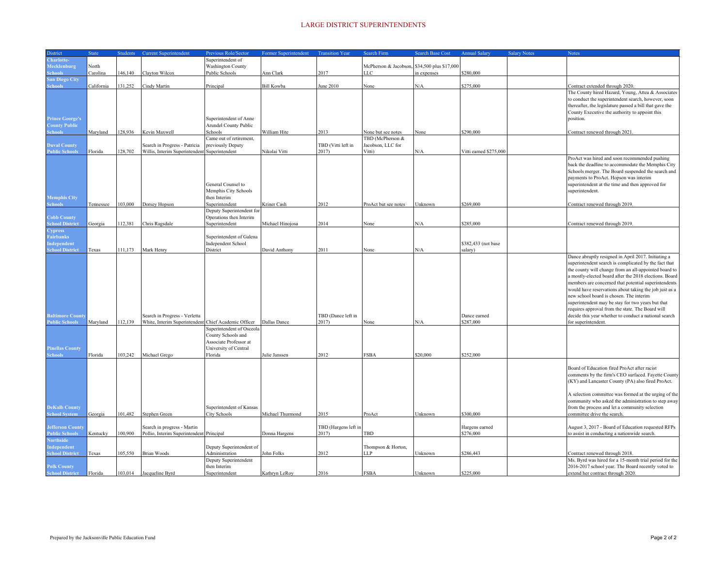# LARGE DISTRICT SUPERINTENDENTS

| District | State | Students | Current Superintendent | Previous Role/Sector | Former Superintendent | Transition Year | Search Firm | Search Base Cost | Annual Salary | Salary Notes | Notes |
|---|---|---|---|---|---|---|---|---|---|---|---|
| Charlotte-Mecklenburg Schools | North Carolina | 146,140 | Clayton Wilcox | Superintendent of Washington County Public Schools | Ann Clark | 2017 | McPherson & Jacobson, LLC | $34,500 plus $17,000 in expenses | $280,000 | | |
| San Diego City Schools | California | 131,252 | Cindy Martin | Principal | Bill Kowba | June 2010 | None | N/A | $275,000 | | Contract extended through 2020. |
| Prince George's County Public Schools | Maryland | 128,936 | Kevin Maxwell | Superintendent of Anne Arundel County Public Schools | William Hite | 2013 | None but see notes | None | $290,000 | | The County hired Hazard, Young, Attea & Associates to conduct the superintendent search, however, soon thereafter, the legislature passed a bill that gave the County Executive the authority to appoint this position. Contract renewed through 2021. |
| Duval County Public Schools | Florida | 128,702 | Search in Progress - Patricia Willis, Interim Superintendent | Came out of retirement, previously Deputy Superintendent | Nikolai Vitti | TBD (Vitti left in 2017) | TBD (McPherson & Jacobson, LLC for Vitti) | N/A | Vitti earned $275,000 | | |
| Memphis City Schools | Tennessee | 103,000 | Dorsey Hopson | General Counsel to Memphis City Schools then Interim Superintendent | Kriner Cash | 2012 | ProAct but see notes | Unknown | $269,000 | | ProAct was hired and soon recommended pushing back the deadline to accommodate the Memphis City Schools merger. The Board suspended the search and payments to ProAct. Hopson was interim superintendent at the time and then approved for superintendent. Contract renewed through 2019. |
| Cobb County School District | Georgia | 112,381 | Chris Ragsdale | Deputy Superintendent for Operations then Interim Superintendent | Michael Hinojosa | 2014 | None | N/A | $285,000 | | Contract renewed through 2019. |
| Cypress Fairbanks Independent School District | Texas | 111,173 | Mark Henry | Superintendent of Galena Independent School District | David Anthony | 2011 | None | N/A | $382,433 (not base salary) | | |
| Baltimore County Public Schools | Maryland | 112,139 | Search in Progress - Verletta White, Interim Superintendent | Chief Academic Officer | Dallas Dance | TBD (Dance left in 2017) | None | N/A | Dance earned $287,000 | | Dance abruptly resigned in April 2017. Initiating a superintendent search is complicated by the fact that the county will change from an all-appointed board to a mostly-elected board after the 2018 elections. Board members are concerned that potential superintendents would have reservations about taking the job just as a new school board is chosen. The interim superintendent may be stay for two years but that requires approval from the state. The Board will decide this year whether to conduct a national search for superintendent. |
| Pinellas County Schools | Florida | 103,242 | Michael Grego | Superintendent of Osceola County Schools and Associate Professor at University of Central Florida | Julie Janssen | 2012 | FSBA | $20,000 | $252,000 | | |
| DeKalb County School System | Georgia | 101,482 | Stephen Green | Superintendent of Kansas City Schools | Michael Thurmond | 2015 | ProAct | Unknown | $300,000 | | Board of Education fired ProAct after racist comments by the firm's CEO surfaced. Fayette County (KY) and Lancaster County (PA) also fired ProAct. A selection committee was formed at the urging of the community who asked the administration to step away from the process and let a community selection committee drive the search. |
| Jefferson County Public Schools | Kentucky | 100,900 | Search in progress - Martin Pollio, Interim Superintendent | Principal | Donna Hargens | TBD (Hargens left in 2017) | TBD | | Hargens earned $276,000 | | August 3, 2017 - Board of Education requested RFPs to assist in conducting a nationwide search. |
| Northside Independent School District | Texas | 105,550 | Brian Woods | Deputy Superintendent of Administration | John Folks | 2012 | Thompson & Horton, LLP | Unknown | $286,443 | | Contract renewed through 2018. |
| Polk County School District | Florida | 103,014 | Jacqueline Byrd | Deputy Superintendent then Interim Superintendent | Kathryn LeRoy | 2016 | FSBA | Unknown | $225,000 | | Ms. Byrd was hired for a 15-month trial period for the 2016-2017 school year. The Board recently voted to extend her contract through 2020. |

Prepared by the Jacksonville Public Education Fund